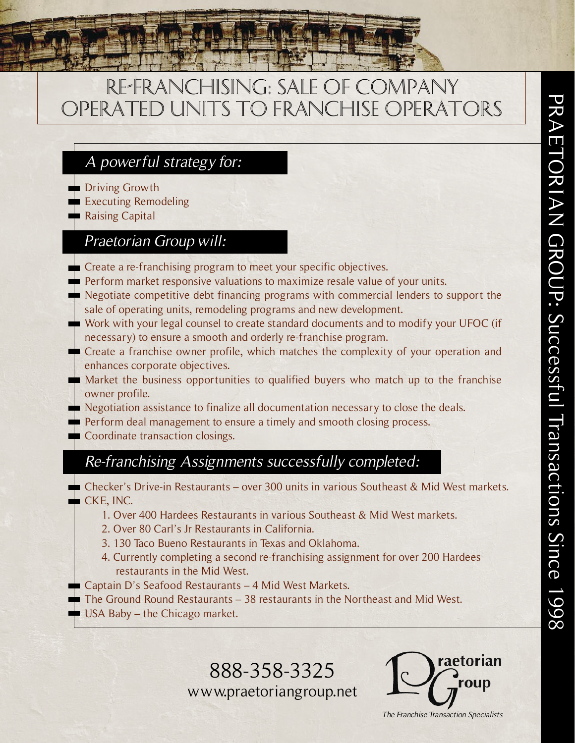# RE-FRANCHISING: SALE OF COMPANY OPERATED UNITS TO FRANCHISE OPERATORS

## *A powerful strategy for:*

- Driving Growth
- Executing Remodeling
- Raising Capital

## *Praetorian Group will:*

- Create a re-franchising program to meet your specific objectives.
- Perform market responsive valuations to maximize resale value of your units.
- Negotiate competitive debt financing programs with commercial lenders to support the sale of operating units, remodeling programs and new development.
- Work with your legal counsel to create standard documents and to modify your UFOC (if necessary) to ensure a smooth and orderly re-franchise program.
- Create a franchise owner profile, which matches the complexity of your operation and enhances corporate objectives.
- Market the business opportunities to qualified buyers who match up to the franchise owner profile.
- Negotiation assistance to finalize all documentation necessary to close the deals.
- Perform deal management to ensure a timely and smooth closing process.
- Coordinate transaction closings.

## *Re-franchising Assignments successfully completed:*

- Checker's Drive-in Restaurants – over 300 units in various Southeast & Mid West markets.
- CKE, INC.
  1. Over 400 Hardees Restaurants in various Southeast & Mid West markets.
  2. Over 80 Carl's Jr Restaurants in California.
  3. 130 Taco Bueno Restaurants in Texas and Oklahoma.
  4. Currently completing a second re-franchising assignment for over 200 Hardees restaurants in the Mid West.
- Captain D's Seafood Restaurants – 4 Mid West Markets.
- The Ground Round Restaurants – 38 restaurants in the Northeast and Mid West.
- USA Baby – the Chicago market.

888-358-3325
www.praetoriangroup.net

Praetorian Group
*The Franchise Transaction Specialists*

PRAETORIAN GROUP: Successful Transactions Since 1998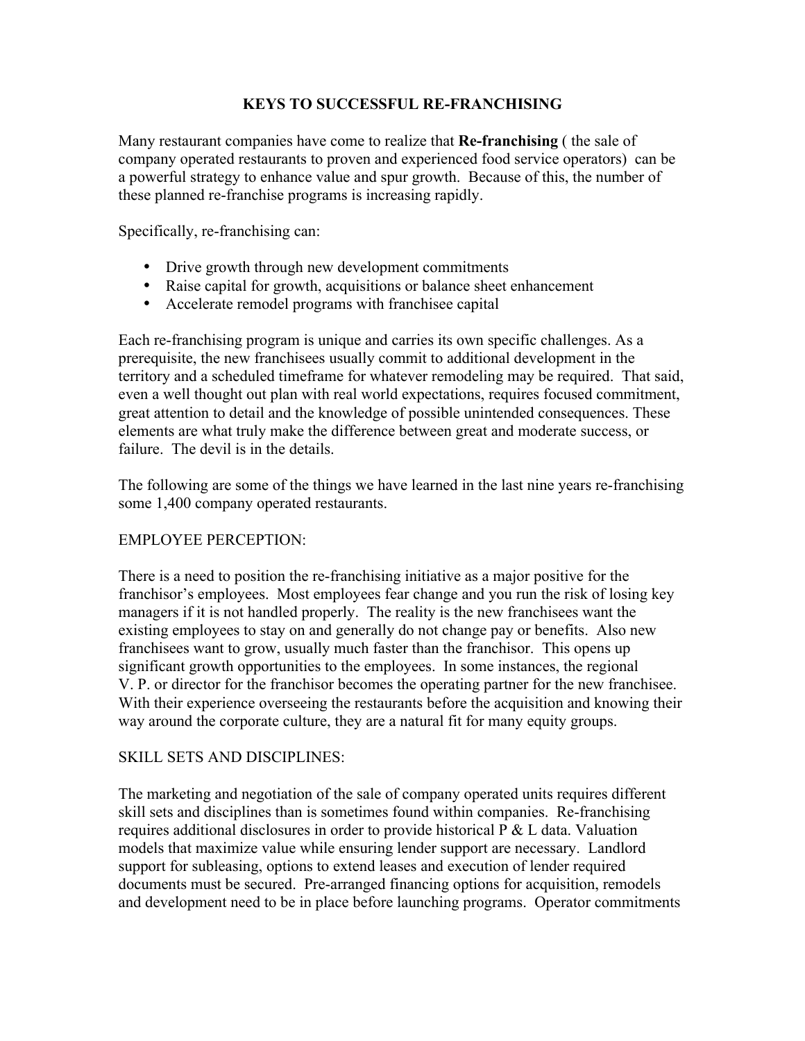# KEYS TO SUCCESSFUL RE-FRANCHISING

Many restaurant companies have come to realize that **Re-franchising** ( the sale of company operated restaurants to proven and experienced food service operators) can be a powerful strategy to enhance value and spur growth. Because of this, the number of these planned re-franchise programs is increasing rapidly.

Specifically, re-franchising can:

- Drive growth through new development commitments
- Raise capital for growth, acquisitions or balance sheet enhancement
- Accelerate remodel programs with franchisee capital

Each re-franchising program is unique and carries its own specific challenges. As a prerequisite, the new franchisees usually commit to additional development in the territory and a scheduled timeframe for whatever remodeling may be required. That said, even a well thought out plan with real world expectations, requires focused commitment, great attention to detail and the knowledge of possible unintended consequences. These elements are what truly make the difference between great and moderate success, or failure. The devil is in the details.

The following are some of the things we have learned in the last nine years re-franchising some 1,400 company operated restaurants.

## EMPLOYEE PERCEPTION:

There is a need to position the re-franchising initiative as a major positive for the franchisor's employees. Most employees fear change and you run the risk of losing key managers if it is not handled properly. The reality is the new franchisees want the existing employees to stay on and generally do not change pay or benefits. Also new franchisees want to grow, usually much faster than the franchisor. This opens up significant growth opportunities to the employees. In some instances, the regional V. P. or director for the franchisor becomes the operating partner for the new franchisee. With their experience overseeing the restaurants before the acquisition and knowing their way around the corporate culture, they are a natural fit for many equity groups.

## SKILL SETS AND DISCIPLINES:

The marketing and negotiation of the sale of company operated units requires different skill sets and disciplines than is sometimes found within companies. Re-franchising requires additional disclosures in order to provide historical P & L data. Valuation models that maximize value while ensuring lender support are necessary. Landlord support for subleasing, options to extend leases and execution of lender required documents must be secured. Pre-arranged financing options for acquisition, remodels and development need to be in place before launching programs. Operator commitments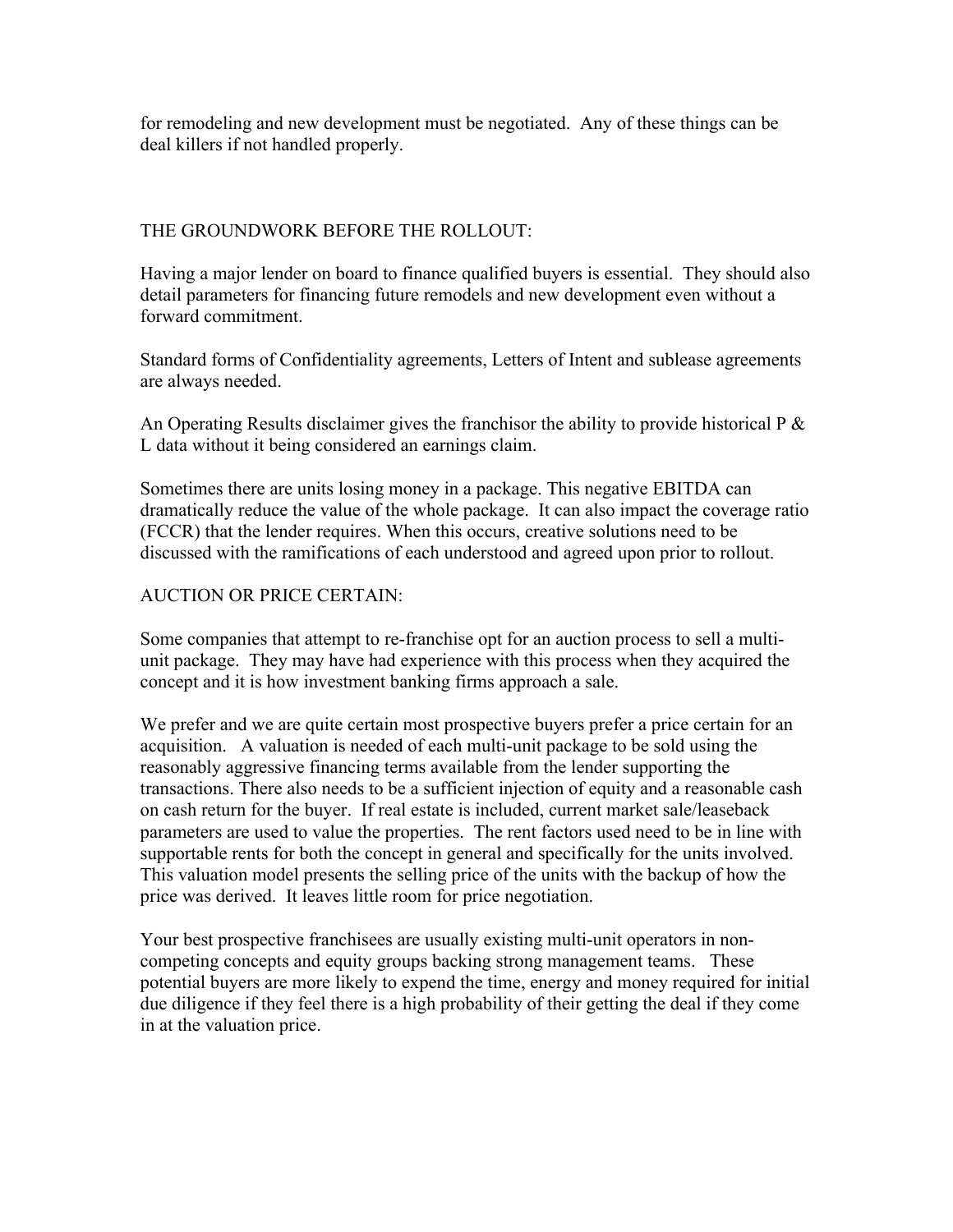for remodeling and new development must be negotiated. Any of these things can be deal killers if not handled properly.

## THE GROUNDWORK BEFORE THE ROLLOUT:

Having a major lender on board to finance qualified buyers is essential. They should also detail parameters for financing future remodels and new development even without a forward commitment.

Standard forms of Confidentiality agreements, Letters of Intent and sublease agreements are always needed.

An Operating Results disclaimer gives the franchisor the ability to provide historical P & L data without it being considered an earnings claim.

Sometimes there are units losing money in a package. This negative EBITDA can dramatically reduce the value of the whole package. It can also impact the coverage ratio (FCCR) that the lender requires. When this occurs, creative solutions need to be discussed with the ramifications of each understood and agreed upon prior to rollout.

## AUCTION OR PRICE CERTAIN:

Some companies that attempt to re-franchise opt for an auction process to sell a multi-unit package. They may have had experience with this process when they acquired the concept and it is how investment banking firms approach a sale.

We prefer and we are quite certain most prospective buyers prefer a price certain for an acquisition. A valuation is needed of each multi-unit package to be sold using the reasonably aggressive financing terms available from the lender supporting the transactions. There also needs to be a sufficient injection of equity and a reasonable cash on cash return for the buyer. If real estate is included, current market sale/leaseback parameters are used to value the properties. The rent factors used need to be in line with supportable rents for both the concept in general and specifically for the units involved. This valuation model presents the selling price of the units with the backup of how the price was derived. It leaves little room for price negotiation.

Your best prospective franchisees are usually existing multi-unit operators in non-competing concepts and equity groups backing strong management teams. These potential buyers are more likely to expend the time, energy and money required for initial due diligence if they feel there is a high probability of their getting the deal if they come in at the valuation price.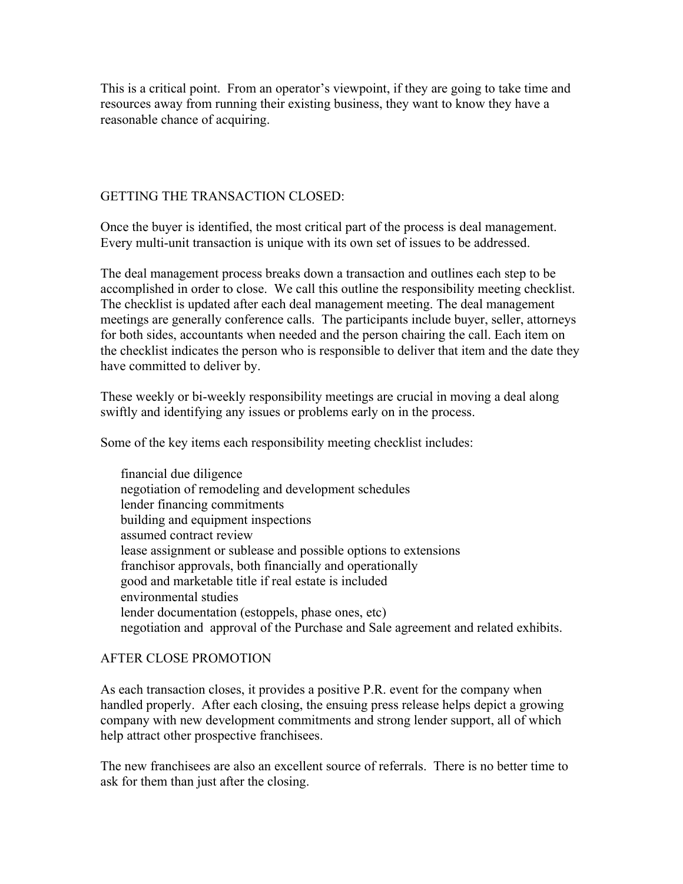This is a critical point. From an operator's viewpoint, if they are going to take time and resources away from running their existing business, they want to know they have a reasonable chance of acquiring.

## GETTING THE TRANSACTION CLOSED:

Once the buyer is identified, the most critical part of the process is deal management. Every multi-unit transaction is unique with its own set of issues to be addressed.

The deal management process breaks down a transaction and outlines each step to be accomplished in order to close. We call this outline the responsibility meeting checklist. The checklist is updated after each deal management meeting. The deal management meetings are generally conference calls. The participants include buyer, seller, attorneys for both sides, accountants when needed and the person chairing the call. Each item on the checklist indicates the person who is responsible to deliver that item and the date they have committed to deliver by.

These weekly or bi-weekly responsibility meetings are crucial in moving a deal along swiftly and identifying any issues or problems early on in the process.

Some of the key items each responsibility meeting checklist includes:

- financial due diligence
- negotiation of remodeling and development schedules
- lender financing commitments
- building and equipment inspections
- assumed contract review
- lease assignment or sublease and possible options to extensions
- franchisor approvals, both financially and operationally
- good and marketable title if real estate is included
- environmental studies
- lender documentation (estoppels, phase ones, etc)
- negotiation and approval of the Purchase and Sale agreement and related exhibits.

## AFTER CLOSE PROMOTION

As each transaction closes, it provides a positive P.R. event for the company when handled properly. After each closing, the ensuing press release helps depict a growing company with new development commitments and strong lender support, all of which help attract other prospective franchisees.

The new franchisees are also an excellent source of referrals. There is no better time to ask for them than just after the closing.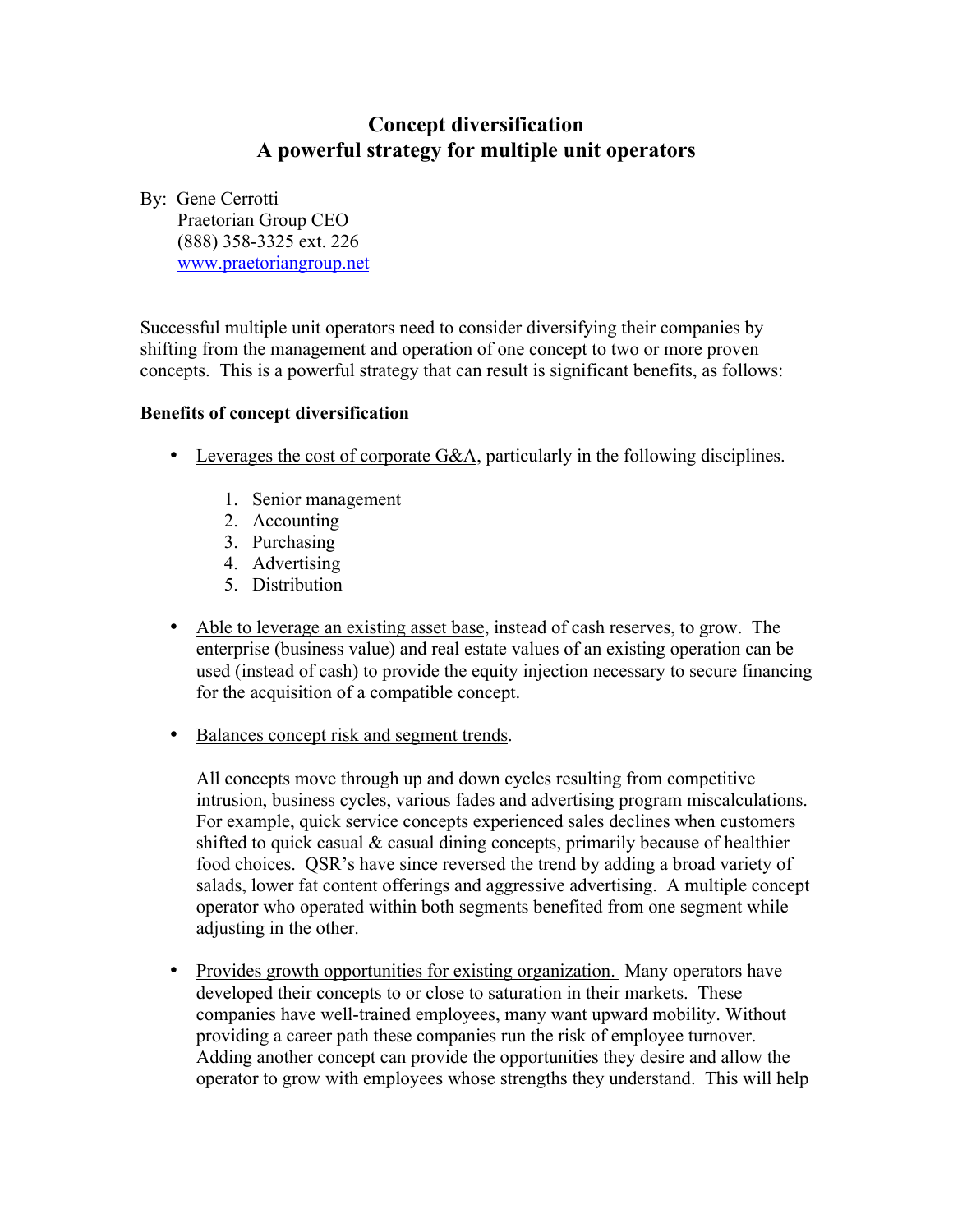# Concept diversification
## A powerful strategy for multiple unit operators

By: Gene Cerrotti
Praetorian Group CEO
(888) 358-3325 ext. 226
[www.praetoriangroup.net](http://www.praetoriangroup.net)

Successful multiple unit operators need to consider diversifying their companies by shifting from the management and operation of one concept to two or more proven concepts. This is a powerful strategy that can result is significant benefits, as follows:

**Benefits of concept diversification**

- <u>Leverages the cost of corporate G&A</u>, particularly in the following disciplines.

  1. Senior management
  2. Accounting
  3. Purchasing
  4. Advertising
  5. Distribution

- <u>Able to leverage an existing asset base</u>, instead of cash reserves, to grow. The enterprise (business value) and real estate values of an existing operation can be used (instead of cash) to provide the equity injection necessary to secure financing for the acquisition of a compatible concept.

- <u>Balances concept risk and segment trends</u>.

  All concepts move through up and down cycles resulting from competitive intrusion, business cycles, various fades and advertising program miscalculations. For example, quick service concepts experienced sales declines when customers shifted to quick casual & casual dining concepts, primarily because of healthier food choices. QSR's have since reversed the trend by adding a broad variety of salads, lower fat content offerings and aggressive advertising. A multiple concept operator who operated within both segments benefited from one segment while adjusting in the other.

- <u>Provides growth opportunities for existing organization.</u> Many operators have developed their concepts to or close to saturation in their markets. These companies have well-trained employees, many want upward mobility. Without providing a career path these companies run the risk of employee turnover. Adding another concept can provide the opportunities they desire and allow the operator to grow with employees whose strengths they understand. This will help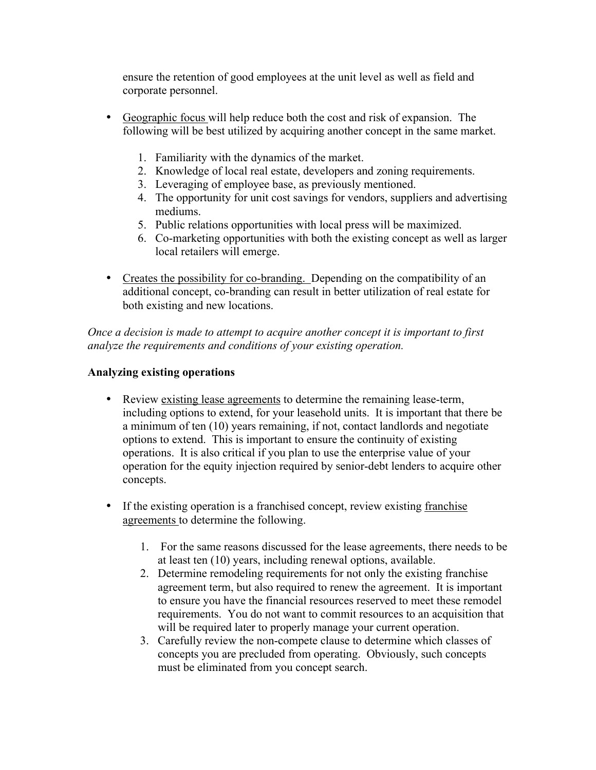ensure the retention of good employees at the unit level as well as field and corporate personnel.

- <u>Geographic focus</u> will help reduce both the cost and risk of expansion. The following will be best utilized by acquiring another concept in the same market.

    1. Familiarity with the dynamics of the market.
    2. Knowledge of local real estate, developers and zoning requirements.
    3. Leveraging of employee base, as previously mentioned.
    4. The opportunity for unit cost savings for vendors, suppliers and advertising mediums.
    5. Public relations opportunities with local press will be maximized.
    6. Co-marketing opportunities with both the existing concept as well as larger local retailers will emerge.

- <u>Creates the possibility for co-branding.</u> Depending on the compatibility of an additional concept, co-branding can result in better utilization of real estate for both existing and new locations.

*Once a decision is made to attempt to acquire another concept it is important to first analyze the requirements and conditions of your existing operation.*

**Analyzing existing operations**

- Review <u>existing lease agreements</u> to determine the remaining lease-term, including options to extend, for your leasehold units. It is important that there be a minimum of ten (10) years remaining, if not, contact landlords and negotiate options to extend. This is important to ensure the continuity of existing operations. It is also critical if you plan to use the enterprise value of your operation for the equity injection required by senior-debt lenders to acquire other concepts.

- If the existing operation is a franchised concept, review existing <u>franchise agreements</u> to determine the following.

    1. For the same reasons discussed for the lease agreements, there needs to be at least ten (10) years, including renewal options, available.
    2. Determine remodeling requirements for not only the existing franchise agreement term, but also required to renew the agreement. It is important to ensure you have the financial resources reserved to meet these remodel requirements. You do not want to commit resources to an acquisition that will be required later to properly manage your current operation.
    3. Carefully review the non-compete clause to determine which classes of concepts you are precluded from operating. Obviously, such concepts must be eliminated from you concept search.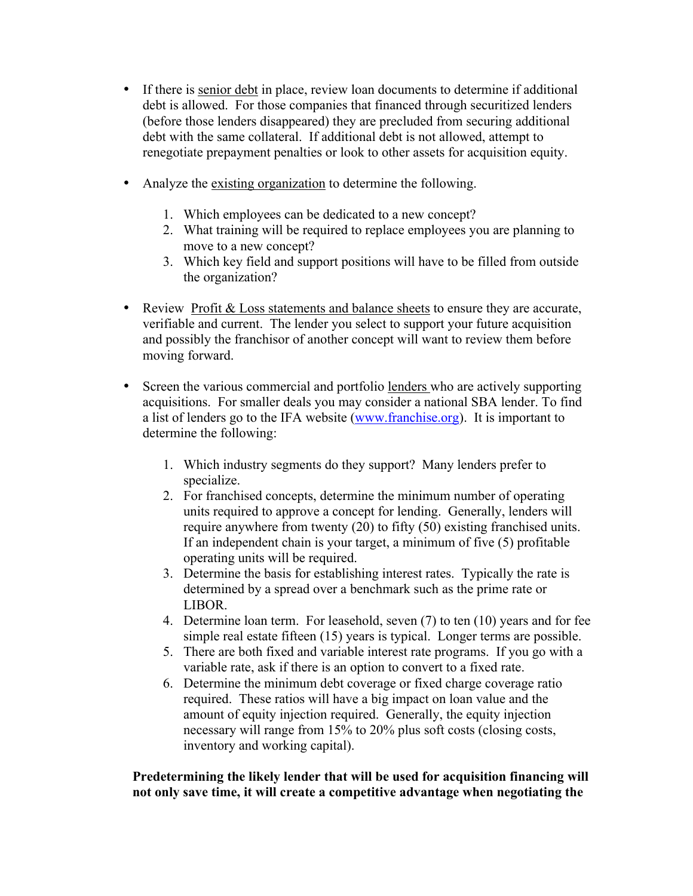- If there is <u>senior debt</u> in place, review loan documents to determine if additional debt is allowed. For those companies that financed through securitized lenders (before those lenders disappeared) they are precluded from securing additional debt with the same collateral. If additional debt is not allowed, attempt to renegotiate prepayment penalties or look to other assets for acquisition equity.

- Analyze the <u>existing organization</u> to determine the following.

  1. Which employees can be dedicated to a new concept?
  2. What training will be required to replace employees you are planning to move to a new concept?
  3. Which key field and support positions will have to be filled from outside the organization?

- Review <u>Profit & Loss statements and balance sheets</u> to ensure they are accurate, verifiable and current. The lender you select to support your future acquisition and possibly the franchisor of another concept will want to review them before moving forward.

- Screen the various commercial and portfolio <u>lenders</u> who are actively supporting acquisitions. For smaller deals you may consider a national SBA lender. To find a list of lenders go to the IFA website ([www.franchise.org](www.franchise.org)). It is important to determine the following:

  1. Which industry segments do they support? Many lenders prefer to specialize.
  2. For franchised concepts, determine the minimum number of operating units required to approve a concept for lending. Generally, lenders will require anywhere from twenty (20) to fifty (50) existing franchised units. If an independent chain is your target, a minimum of five (5) profitable operating units will be required.
  3. Determine the basis for establishing interest rates. Typically the rate is determined by a spread over a benchmark such as the prime rate or LIBOR.
  4. Determine loan term. For leasehold, seven (7) to ten (10) years and for fee simple real estate fifteen (15) years is typical. Longer terms are possible.
  5. There are both fixed and variable interest rate programs. If you go with a variable rate, ask if there is an option to convert to a fixed rate.
  6. Determine the minimum debt coverage or fixed charge coverage ratio required. These ratios will have a big impact on loan value and the amount of equity injection required. Generally, the equity injection necessary will range from 15% to 20% plus soft costs (closing costs, inventory and working capital).

**Predetermining the likely lender that will be used for acquisition financing will not only save time, it will create a competitive advantage when negotiating the**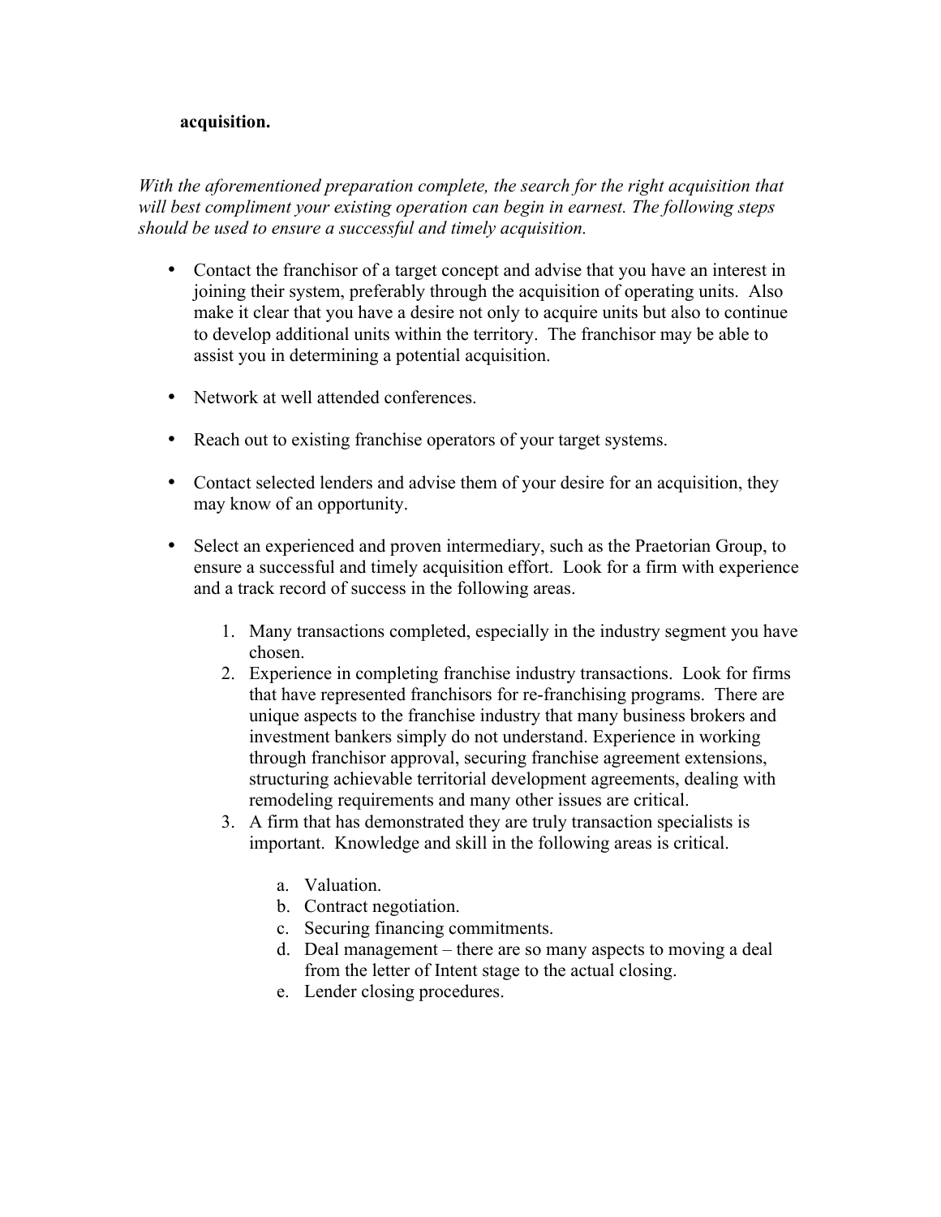**acquisition.**

*With the aforementioned preparation complete, the search for the right acquisition that will best compliment your existing operation can begin in earnest. The following steps should be used to ensure a successful and timely acquisition.*

- Contact the franchisor of a target concept and advise that you have an interest in joining their system, preferably through the acquisition of operating units. Also make it clear that you have a desire not only to acquire units but also to continue to develop additional units within the territory. The franchisor may be able to assist you in determining a potential acquisition.

- Network at well attended conferences.

- Reach out to existing franchise operators of your target systems.

- Contact selected lenders and advise them of your desire for an acquisition, they may know of an opportunity.

- Select an experienced and proven intermediary, such as the Praetorian Group, to ensure a successful and timely acquisition effort. Look for a firm with experience and a track record of success in the following areas.

    1. Many transactions completed, especially in the industry segment you have chosen.
    2. Experience in completing franchise industry transactions. Look for firms that have represented franchisors for re-franchising programs. There are unique aspects to the franchise industry that many business brokers and investment bankers simply do not understand. Experience in working through franchisor approval, securing franchise agreement extensions, structuring achievable territorial development agreements, dealing with remodeling requirements and many other issues are critical.
    3. A firm that has demonstrated they are truly transaction specialists is important. Knowledge and skill in the following areas is critical.

        a. Valuation.
        b. Contract negotiation.
        c. Securing financing commitments.
        d. Deal management – there are so many aspects to moving a deal from the letter of Intent stage to the actual closing.
        e. Lender closing procedures.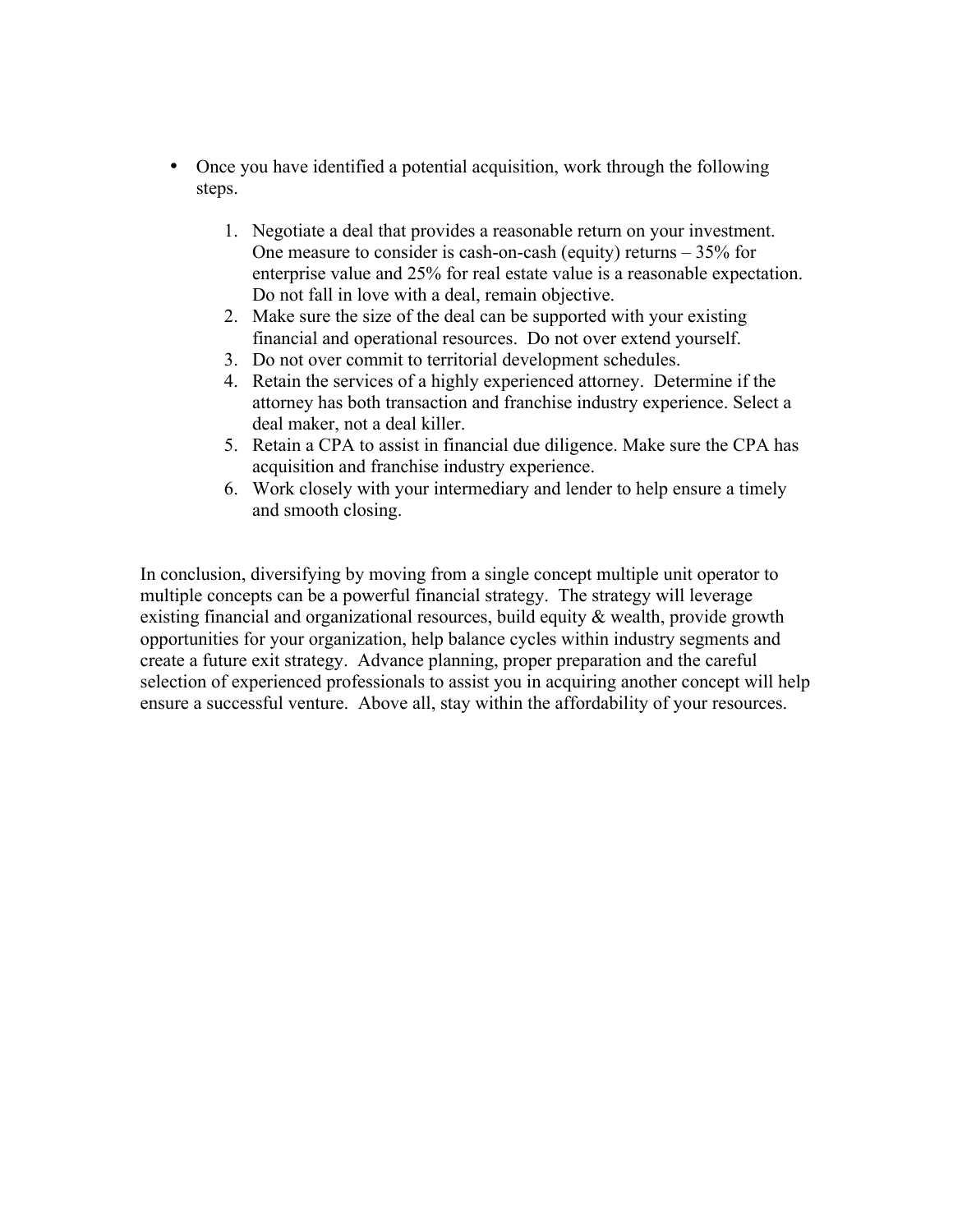- Once you have identified a potential acquisition, work through the following steps.

    1. Negotiate a deal that provides a reasonable return on your investment. One measure to consider is cash-on-cash (equity) returns – 35% for enterprise value and 25% for real estate value is a reasonable expectation. Do not fall in love with a deal, remain objective.
    2. Make sure the size of the deal can be supported with your existing financial and operational resources. Do not over extend yourself.
    3. Do not over commit to territorial development schedules.
    4. Retain the services of a highly experienced attorney. Determine if the attorney has both transaction and franchise industry experience. Select a deal maker, not a deal killer.
    5. Retain a CPA to assist in financial due diligence. Make sure the CPA has acquisition and franchise industry experience.
    6. Work closely with your intermediary and lender to help ensure a timely and smooth closing.

In conclusion, diversifying by moving from a single concept multiple unit operator to multiple concepts can be a powerful financial strategy. The strategy will leverage existing financial and organizational resources, build equity & wealth, provide growth opportunities for your organization, help balance cycles within industry segments and create a future exit strategy. Advance planning, proper preparation and the careful selection of experienced professionals to assist you in acquiring another concept will help ensure a successful venture. Above all, stay within the affordability of your resources.